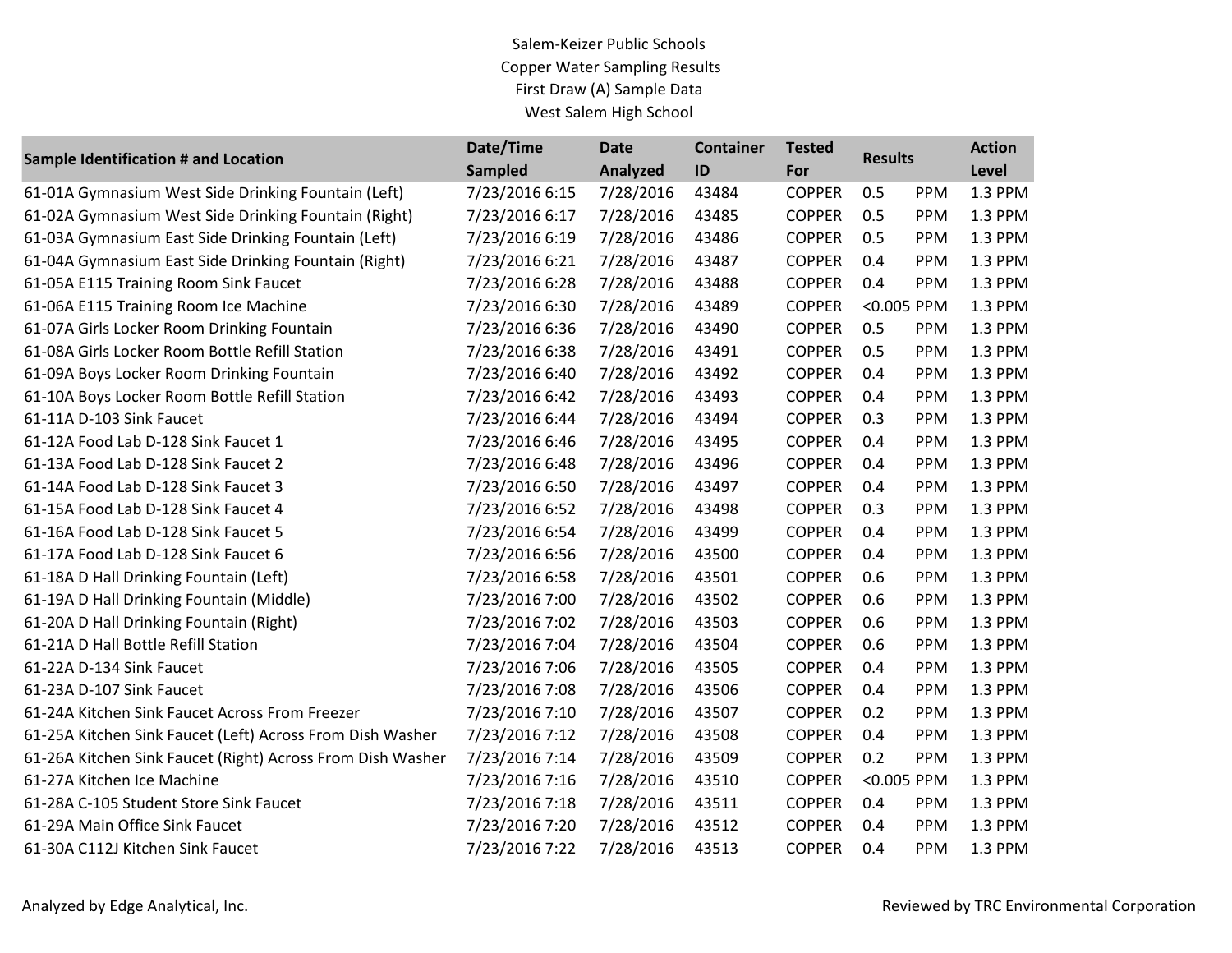Salem-Keizer Public Schools
Copper Water Sampling Results
First Draw (A) Sample Data
West Salem High School

| Sample Identification # and Location | Date/Time Sampled | Date Analyzed | Container ID | Tested For | Results | | Action Level |
|---|---|---|---|---|---|---|---|
| 61-01A Gymnasium West Side Drinking Fountain (Left) | 7/23/2016 6:15 | 7/28/2016 | 43484 | COPPER | 0.5 | PPM | 1.3 PPM |
| 61-02A Gymnasium West Side Drinking Fountain (Right) | 7/23/2016 6:17 | 7/28/2016 | 43485 | COPPER | 0.5 | PPM | 1.3 PPM |
| 61-03A Gymnasium East Side Drinking Fountain (Left) | 7/23/2016 6:19 | 7/28/2016 | 43486 | COPPER | 0.5 | PPM | 1.3 PPM |
| 61-04A Gymnasium East Side Drinking Fountain (Right) | 7/23/2016 6:21 | 7/28/2016 | 43487 | COPPER | 0.4 | PPM | 1.3 PPM |
| 61-05A E115 Training Room Sink Faucet | 7/23/2016 6:28 | 7/28/2016 | 43488 | COPPER | 0.4 | PPM | 1.3 PPM |
| 61-06A E115 Training Room Ice Machine | 7/23/2016 6:30 | 7/28/2016 | 43489 | COPPER | <0.005 | PPM | 1.3 PPM |
| 61-07A Girls Locker Room Drinking Fountain | 7/23/2016 6:36 | 7/28/2016 | 43490 | COPPER | 0.5 | PPM | 1.3 PPM |
| 61-08A Girls Locker Room Bottle Refill Station | 7/23/2016 6:38 | 7/28/2016 | 43491 | COPPER | 0.5 | PPM | 1.3 PPM |
| 61-09A Boys Locker Room Drinking Fountain | 7/23/2016 6:40 | 7/28/2016 | 43492 | COPPER | 0.4 | PPM | 1.3 PPM |
| 61-10A Boys Locker Room Bottle Refill Station | 7/23/2016 6:42 | 7/28/2016 | 43493 | COPPER | 0.4 | PPM | 1.3 PPM |
| 61-11A D-103 Sink Faucet | 7/23/2016 6:44 | 7/28/2016 | 43494 | COPPER | 0.3 | PPM | 1.3 PPM |
| 61-12A Food Lab D-128 Sink Faucet 1 | 7/23/2016 6:46 | 7/28/2016 | 43495 | COPPER | 0.4 | PPM | 1.3 PPM |
| 61-13A Food Lab D-128 Sink Faucet 2 | 7/23/2016 6:48 | 7/28/2016 | 43496 | COPPER | 0.4 | PPM | 1.3 PPM |
| 61-14A Food Lab D-128 Sink Faucet 3 | 7/23/2016 6:50 | 7/28/2016 | 43497 | COPPER | 0.4 | PPM | 1.3 PPM |
| 61-15A Food Lab D-128 Sink Faucet 4 | 7/23/2016 6:52 | 7/28/2016 | 43498 | COPPER | 0.3 | PPM | 1.3 PPM |
| 61-16A Food Lab D-128 Sink Faucet 5 | 7/23/2016 6:54 | 7/28/2016 | 43499 | COPPER | 0.4 | PPM | 1.3 PPM |
| 61-17A Food Lab D-128 Sink Faucet 6 | 7/23/2016 6:56 | 7/28/2016 | 43500 | COPPER | 0.4 | PPM | 1.3 PPM |
| 61-18A D Hall Drinking Fountain (Left) | 7/23/2016 6:58 | 7/28/2016 | 43501 | COPPER | 0.6 | PPM | 1.3 PPM |
| 61-19A D Hall Drinking Fountain (Middle) | 7/23/2016 7:00 | 7/28/2016 | 43502 | COPPER | 0.6 | PPM | 1.3 PPM |
| 61-20A D Hall Drinking Fountain (Right) | 7/23/2016 7:02 | 7/28/2016 | 43503 | COPPER | 0.6 | PPM | 1.3 PPM |
| 61-21A D Hall Bottle Refill Station | 7/23/2016 7:04 | 7/28/2016 | 43504 | COPPER | 0.6 | PPM | 1.3 PPM |
| 61-22A D-134 Sink Faucet | 7/23/2016 7:06 | 7/28/2016 | 43505 | COPPER | 0.4 | PPM | 1.3 PPM |
| 61-23A D-107 Sink Faucet | 7/23/2016 7:08 | 7/28/2016 | 43506 | COPPER | 0.4 | PPM | 1.3 PPM |
| 61-24A Kitchen Sink Faucet Across From Freezer | 7/23/2016 7:10 | 7/28/2016 | 43507 | COPPER | 0.2 | PPM | 1.3 PPM |
| 61-25A Kitchen Sink Faucet (Left) Across From Dish Washer | 7/23/2016 7:12 | 7/28/2016 | 43508 | COPPER | 0.4 | PPM | 1.3 PPM |
| 61-26A Kitchen Sink Faucet (Right) Across From Dish Washer | 7/23/2016 7:14 | 7/28/2016 | 43509 | COPPER | 0.2 | PPM | 1.3 PPM |
| 61-27A Kitchen Ice Machine | 7/23/2016 7:16 | 7/28/2016 | 43510 | COPPER | <0.005 | PPM | 1.3 PPM |
| 61-28A C-105 Student Store Sink Faucet | 7/23/2016 7:18 | 7/28/2016 | 43511 | COPPER | 0.4 | PPM | 1.3 PPM |
| 61-29A Main Office Sink Faucet | 7/23/2016 7:20 | 7/28/2016 | 43512 | COPPER | 0.4 | PPM | 1.3 PPM |
| 61-30A C112J Kitchen Sink Faucet | 7/23/2016 7:22 | 7/28/2016 | 43513 | COPPER | 0.4 | PPM | 1.3 PPM |

Analyzed by Edge Analytical, Inc.

Reviewed by TRC Environmental Corporation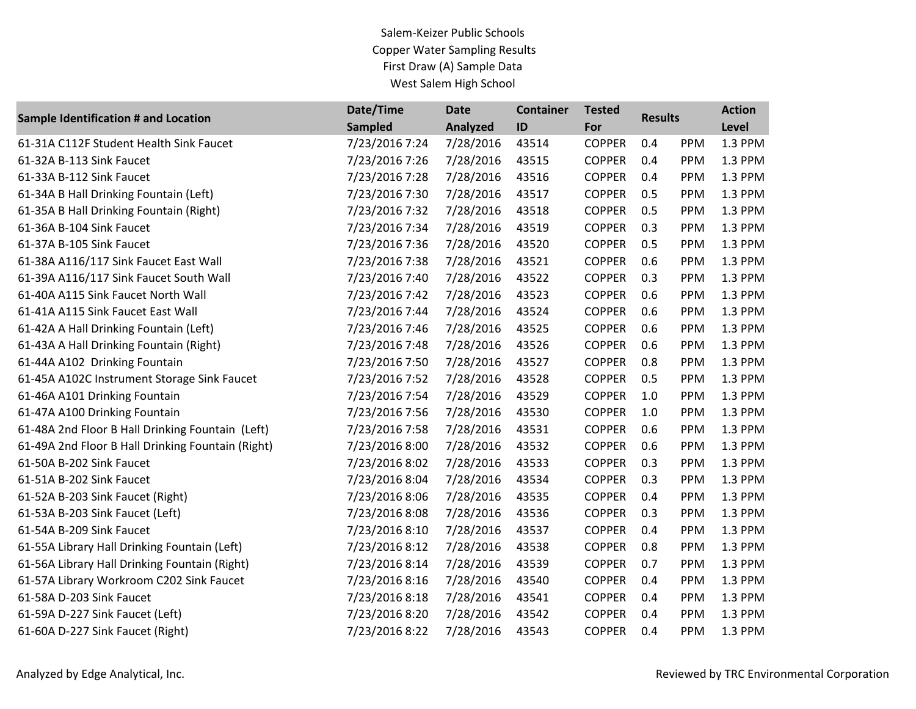Salem-Keizer Public Schools
Copper Water Sampling Results
First Draw (A) Sample Data
West Salem High School

| Sample Identification # and Location | Date/Time Sampled | Date Analyzed | Container ID | Tested For | Results | | Action Level |
|---|---|---|---|---|---|---|---|
| 61-31A C112F Student Health Sink Faucet | 7/23/2016 7:24 | 7/28/2016 | 43514 | COPPER | 0.4 | PPM | 1.3 PPM |
| 61-32A B-113 Sink Faucet | 7/23/2016 7:26 | 7/28/2016 | 43515 | COPPER | 0.4 | PPM | 1.3 PPM |
| 61-33A B-112 Sink Faucet | 7/23/2016 7:28 | 7/28/2016 | 43516 | COPPER | 0.4 | PPM | 1.3 PPM |
| 61-34A B Hall Drinking Fountain (Left) | 7/23/2016 7:30 | 7/28/2016 | 43517 | COPPER | 0.5 | PPM | 1.3 PPM |
| 61-35A B Hall Drinking Fountain (Right) | 7/23/2016 7:32 | 7/28/2016 | 43518 | COPPER | 0.5 | PPM | 1.3 PPM |
| 61-36A B-104 Sink Faucet | 7/23/2016 7:34 | 7/28/2016 | 43519 | COPPER | 0.3 | PPM | 1.3 PPM |
| 61-37A B-105 Sink Faucet | 7/23/2016 7:36 | 7/28/2016 | 43520 | COPPER | 0.5 | PPM | 1.3 PPM |
| 61-38A A116/117 Sink Faucet East Wall | 7/23/2016 7:38 | 7/28/2016 | 43521 | COPPER | 0.6 | PPM | 1.3 PPM |
| 61-39A A116/117 Sink Faucet South Wall | 7/23/2016 7:40 | 7/28/2016 | 43522 | COPPER | 0.3 | PPM | 1.3 PPM |
| 61-40A A115 Sink Faucet North Wall | 7/23/2016 7:42 | 7/28/2016 | 43523 | COPPER | 0.6 | PPM | 1.3 PPM |
| 61-41A A115 Sink Faucet East Wall | 7/23/2016 7:44 | 7/28/2016 | 43524 | COPPER | 0.6 | PPM | 1.3 PPM |
| 61-42A A Hall Drinking Fountain (Left) | 7/23/2016 7:46 | 7/28/2016 | 43525 | COPPER | 0.6 | PPM | 1.3 PPM |
| 61-43A A Hall Drinking Fountain (Right) | 7/23/2016 7:48 | 7/28/2016 | 43526 | COPPER | 0.6 | PPM | 1.3 PPM |
| 61-44A A102 Drinking Fountain | 7/23/2016 7:50 | 7/28/2016 | 43527 | COPPER | 0.8 | PPM | 1.3 PPM |
| 61-45A A102C Instrument Storage Sink Faucet | 7/23/2016 7:52 | 7/28/2016 | 43528 | COPPER | 0.5 | PPM | 1.3 PPM |
| 61-46A A101 Drinking Fountain | 7/23/2016 7:54 | 7/28/2016 | 43529 | COPPER | 1.0 | PPM | 1.3 PPM |
| 61-47A A100 Drinking Fountain | 7/23/2016 7:56 | 7/28/2016 | 43530 | COPPER | 1.0 | PPM | 1.3 PPM |
| 61-48A 2nd Floor B Hall Drinking Fountain (Left) | 7/23/2016 7:58 | 7/28/2016 | 43531 | COPPER | 0.6 | PPM | 1.3 PPM |
| 61-49A 2nd Floor B Hall Drinking Fountain (Right) | 7/23/2016 8:00 | 7/28/2016 | 43532 | COPPER | 0.6 | PPM | 1.3 PPM |
| 61-50A B-202 Sink Faucet | 7/23/2016 8:02 | 7/28/2016 | 43533 | COPPER | 0.3 | PPM | 1.3 PPM |
| 61-51A B-202 Sink Faucet | 7/23/2016 8:04 | 7/28/2016 | 43534 | COPPER | 0.3 | PPM | 1.3 PPM |
| 61-52A B-203 Sink Faucet (Right) | 7/23/2016 8:06 | 7/28/2016 | 43535 | COPPER | 0.4 | PPM | 1.3 PPM |
| 61-53A B-203 Sink Faucet (Left) | 7/23/2016 8:08 | 7/28/2016 | 43536 | COPPER | 0.3 | PPM | 1.3 PPM |
| 61-54A B-209 Sink Faucet | 7/23/2016 8:10 | 7/28/2016 | 43537 | COPPER | 0.4 | PPM | 1.3 PPM |
| 61-55A Library Hall Drinking Fountain (Left) | 7/23/2016 8:12 | 7/28/2016 | 43538 | COPPER | 0.8 | PPM | 1.3 PPM |
| 61-56A Library Hall Drinking Fountain (Right) | 7/23/2016 8:14 | 7/28/2016 | 43539 | COPPER | 0.7 | PPM | 1.3 PPM |
| 61-57A Library Workroom C202 Sink Faucet | 7/23/2016 8:16 | 7/28/2016 | 43540 | COPPER | 0.4 | PPM | 1.3 PPM |
| 61-58A D-203 Sink Faucet | 7/23/2016 8:18 | 7/28/2016 | 43541 | COPPER | 0.4 | PPM | 1.3 PPM |
| 61-59A D-227 Sink Faucet (Left) | 7/23/2016 8:20 | 7/28/2016 | 43542 | COPPER | 0.4 | PPM | 1.3 PPM |
| 61-60A D-227 Sink Faucet (Right) | 7/23/2016 8:22 | 7/28/2016 | 43543 | COPPER | 0.4 | PPM | 1.3 PPM |

Analyzed by Edge Analytical, Inc.

Reviewed by TRC Environmental Corporation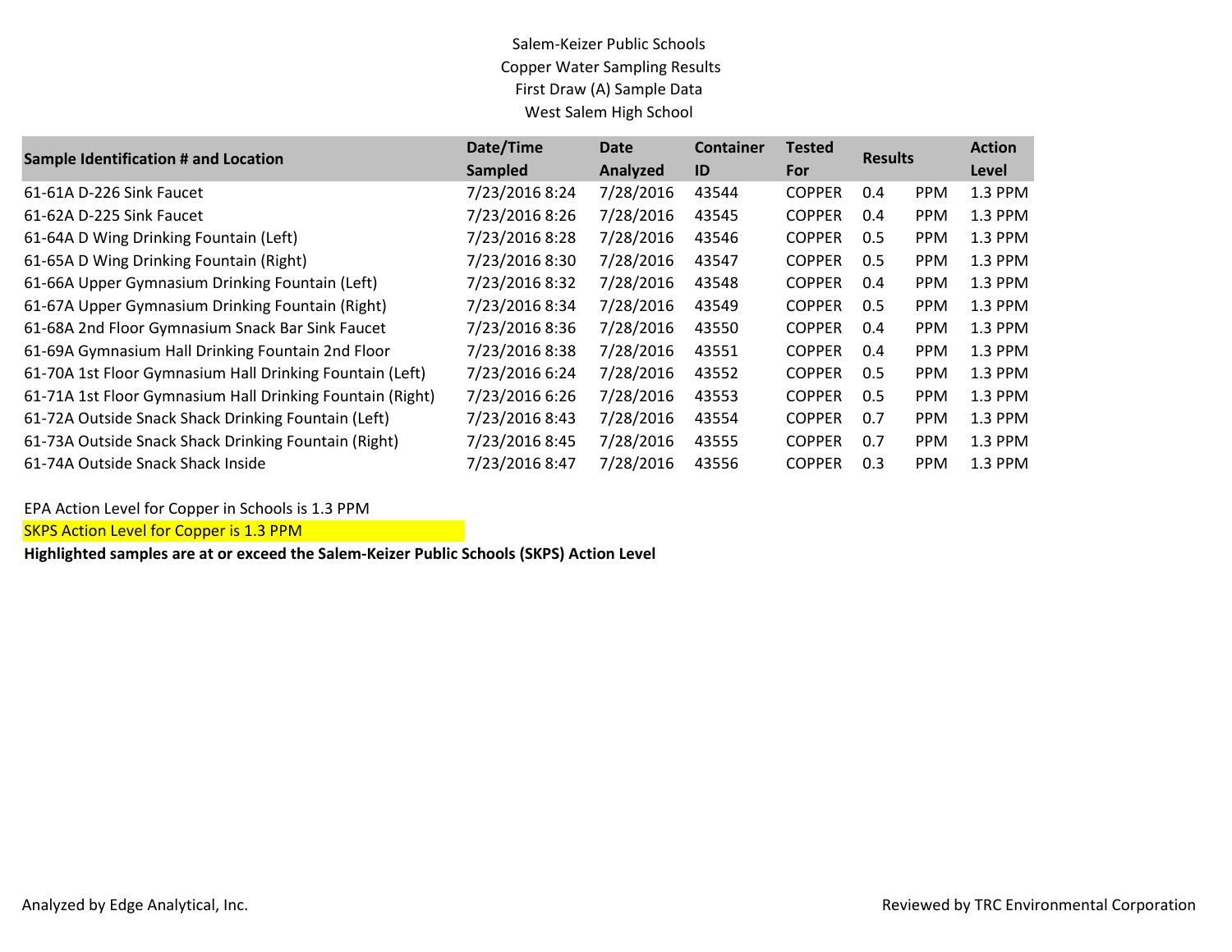# Salem-Keizer Public Schools
## Copper Water Sampling Results
### First Draw (A) Sample Data
### West Salem High School

| Sample Identification # and Location | Date/Time Sampled | Date Analyzed | Container ID | Tested For | Results | | Action Level |
|---|---|---|---|---|---|---|---|
| 61-61A D-226 Sink Faucet | 7/23/2016 8:24 | 7/28/2016 | 43544 | COPPER | 0.4 | PPM | 1.3 PPM |
| 61-62A D-225 Sink Faucet | 7/23/2016 8:26 | 7/28/2016 | 43545 | COPPER | 0.4 | PPM | 1.3 PPM |
| 61-64A D Wing Drinking Fountain (Left) | 7/23/2016 8:28 | 7/28/2016 | 43546 | COPPER | 0.5 | PPM | 1.3 PPM |
| 61-65A D Wing Drinking Fountain (Right) | 7/23/2016 8:30 | 7/28/2016 | 43547 | COPPER | 0.5 | PPM | 1.3 PPM |
| 61-66A Upper Gymnasium Drinking Fountain (Left) | 7/23/2016 8:32 | 7/28/2016 | 43548 | COPPER | 0.4 | PPM | 1.3 PPM |
| 61-67A Upper Gymnasium Drinking Fountain (Right) | 7/23/2016 8:34 | 7/28/2016 | 43549 | COPPER | 0.5 | PPM | 1.3 PPM |
| 61-68A 2nd Floor Gymnasium Snack Bar Sink Faucet | 7/23/2016 8:36 | 7/28/2016 | 43550 | COPPER | 0.4 | PPM | 1.3 PPM |
| 61-69A Gymnasium Hall Drinking Fountain 2nd Floor | 7/23/2016 8:38 | 7/28/2016 | 43551 | COPPER | 0.4 | PPM | 1.3 PPM |
| 61-70A 1st Floor Gymnasium Hall Drinking Fountain (Left) | 7/23/2016 6:24 | 7/28/2016 | 43552 | COPPER | 0.5 | PPM | 1.3 PPM |
| 61-71A 1st Floor Gymnasium Hall Drinking Fountain (Right) | 7/23/2016 6:26 | 7/28/2016 | 43553 | COPPER | 0.5 | PPM | 1.3 PPM |
| 61-72A Outside Snack Shack Drinking Fountain (Left) | 7/23/2016 8:43 | 7/28/2016 | 43554 | COPPER | 0.7 | PPM | 1.3 PPM |
| 61-73A Outside Snack Shack Drinking Fountain (Right) | 7/23/2016 8:45 | 7/28/2016 | 43555 | COPPER | 0.7 | PPM | 1.3 PPM |
| 61-74A Outside Snack Shack Inside | 7/23/2016 8:47 | 7/28/2016 | 43556 | COPPER | 0.3 | PPM | 1.3 PPM |

EPA Action Level for Copper in Schools is 1.3 PPM

SKPS Action Level for Copper is 1.3 PPM

**Highlighted samples are at or exceed the Salem-Keizer Public Schools (SKPS) Action Level**

Analyzed by Edge Analytical, Inc.

Reviewed by TRC Environmental Corporation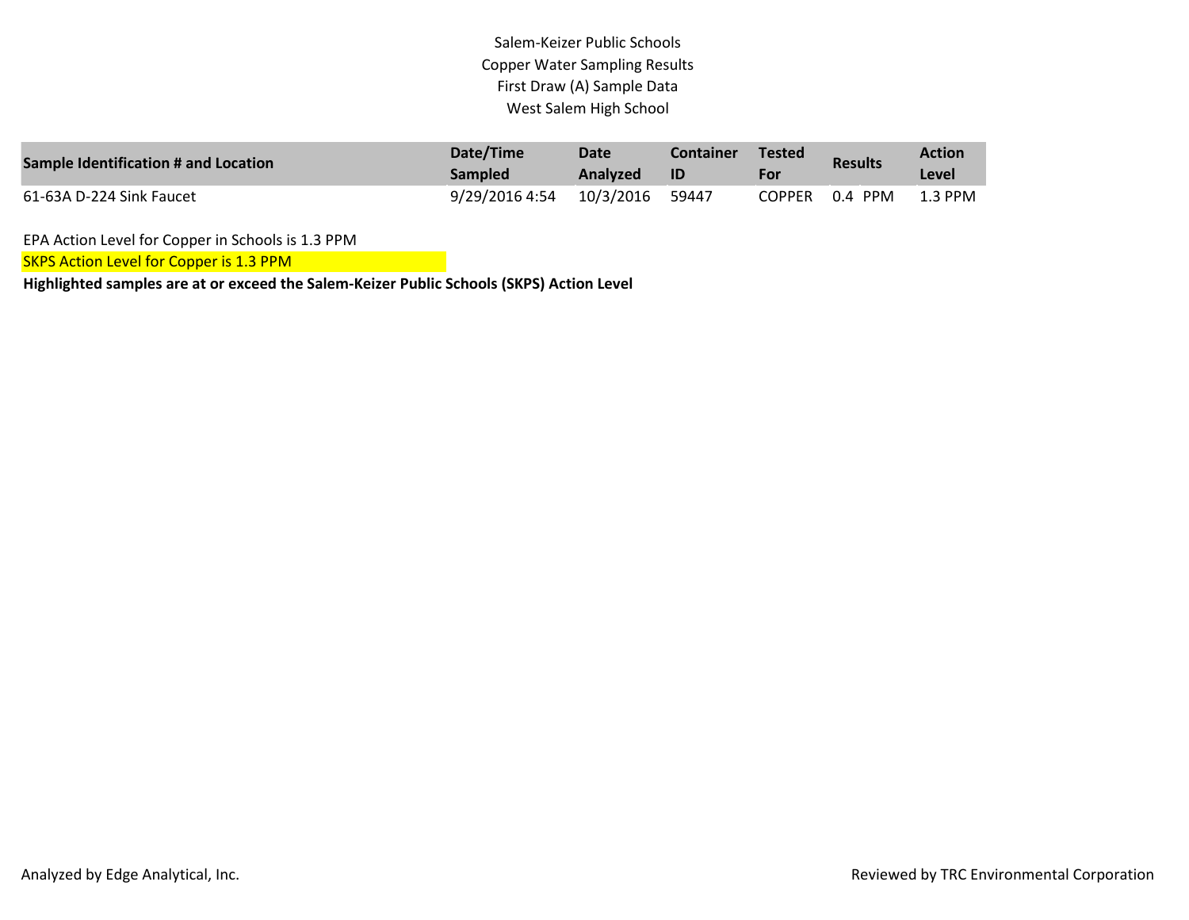Salem-Keizer Public Schools
Copper Water Sampling Results
First Draw (A) Sample Data
West Salem High School

| Sample Identification # and Location | Date/Time Sampled | Date Analyzed | Container ID | Tested For | Results | Action Level |
|---|---|---|---|---|---|---|
| 61-63A D-224 Sink Faucet | 9/29/2016 4:54 | 10/3/2016 | 59447 | COPPER | 0.4 PPM | 1.3 PPM |

EPA Action Level for Copper in Schools is 1.3 PPM

SKPS Action Level for Copper is 1.3 PPM

**Highlighted samples are at or exceed the Salem-Keizer Public Schools (SKPS) Action Level**

Analyzed by Edge Analytical, Inc.

Reviewed by TRC Environmental Corporation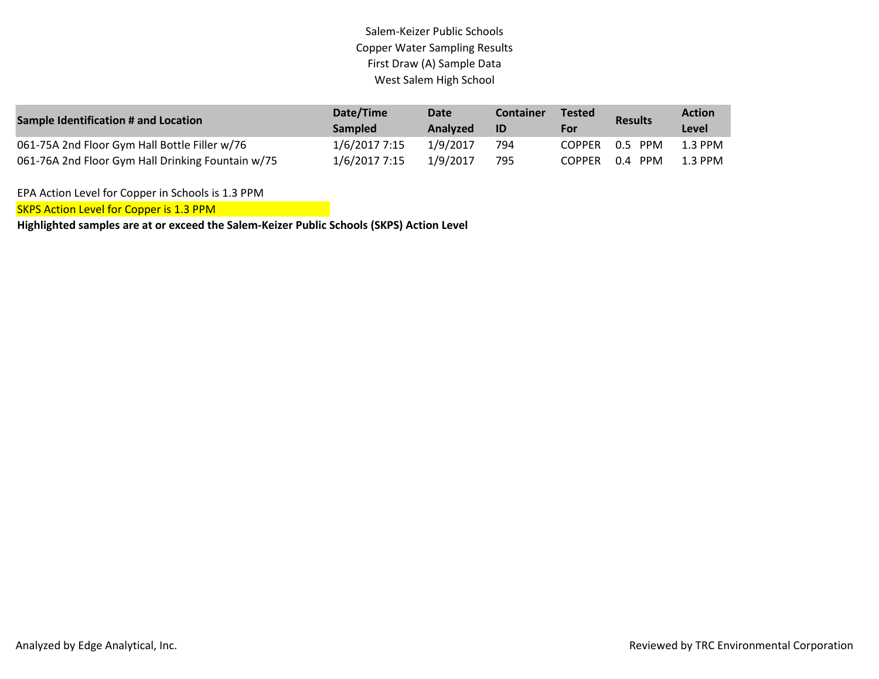Salem-Keizer Public Schools
Copper Water Sampling Results
First Draw (A) Sample Data
West Salem High School

| Sample Identification # and Location | Date/Time Sampled | Date Analyzed | Container ID | Tested For | Results | Action Level |
|---|---|---|---|---|---|---|
| 061-75A 2nd Floor Gym Hall Bottle Filler w/76 | 1/6/2017 7:15 | 1/9/2017 | 794 | COPPER | 0.5 PPM | 1.3 PPM |
| 061-76A 2nd Floor Gym Hall Drinking Fountain w/75 | 1/6/2017 7:15 | 1/9/2017 | 795 | COPPER | 0.4 PPM | 1.3 PPM |

EPA Action Level for Copper in Schools is 1.3 PPM

SKPS Action Level for Copper is 1.3 PPM

**Highlighted samples are at or exceed the Salem-Keizer Public Schools (SKPS) Action Level**

Analyzed by Edge Analytical, Inc.

Reviewed by TRC Environmental Corporation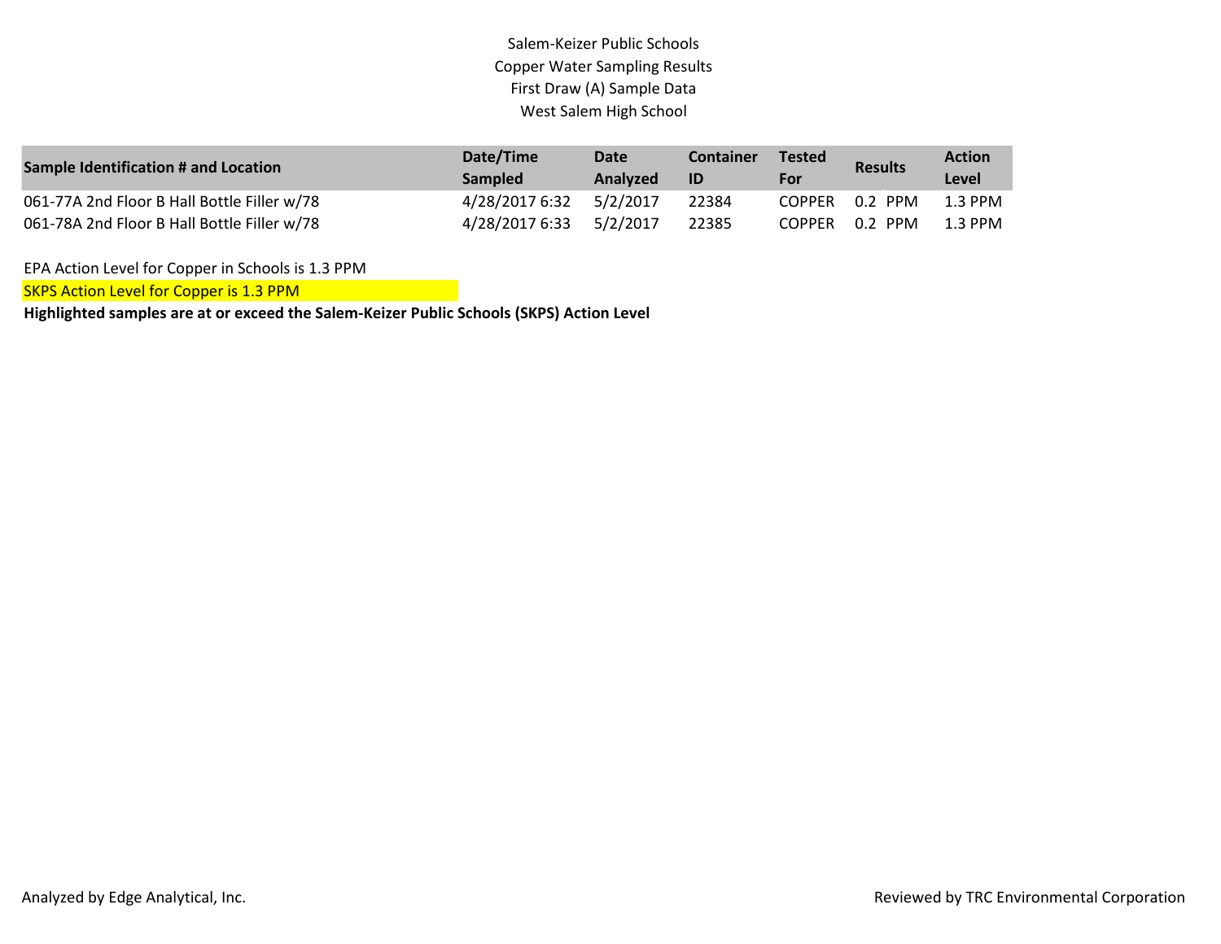# Salem-Keizer Public Schools
## Copper Water Sampling Results
## First Draw (A) Sample Data
## West Salem High School

| Sample Identification # and Location | Date/Time Sampled | Date Analyzed | Container ID | Tested For | Results | Action Level |
|---|---|---|---|---|---|---|
| 061-77A 2nd Floor B Hall Bottle Filler w/78 | 4/28/2017 6:32 | 5/2/2017 | 22384 | COPPER | 0.2 PPM | 1.3 PPM |
| 061-78A 2nd Floor B Hall Bottle Filler w/78 | 4/28/2017 6:33 | 5/2/2017 | 22385 | COPPER | 0.2 PPM | 1.3 PPM |

EPA Action Level for Copper in Schools is 1.3 PPM

SKPS Action Level for Copper is 1.3 PPM

**Highlighted samples are at or exceed the Salem-Keizer Public Schools (SKPS) Action Level**

Analyzed by Edge Analytical, Inc.

Reviewed by TRC Environmental Corporation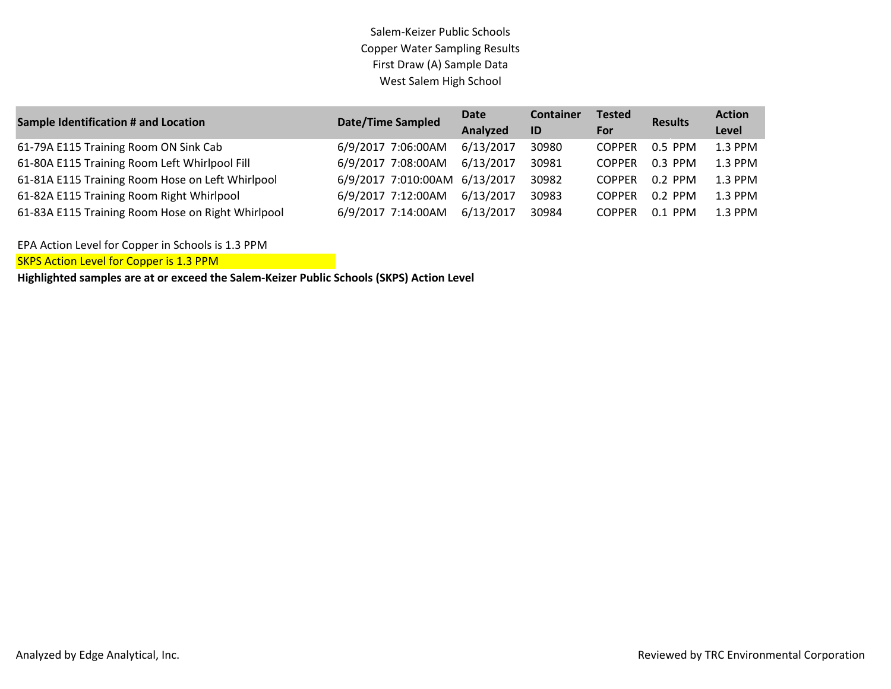Salem-Keizer Public Schools
Copper Water Sampling Results
First Draw (A) Sample Data
West Salem High School

| Sample Identification # and Location | Date/Time Sampled | Date Analyzed | Container ID | Tested For | Results | Action Level |
|---|---|---|---|---|---|---|
| 61-79A E115 Training Room ON Sink Cab | 6/9/2017 7:06:00AM | 6/13/2017 | 30980 | COPPER | 0.5 PPM | 1.3 PPM |
| 61-80A E115 Training Room Left Whirlpool Fill | 6/9/2017 7:08:00AM | 6/13/2017 | 30981 | COPPER | 0.3 PPM | 1.3 PPM |
| 61-81A E115 Training Room Hose on Left Whirlpool | 6/9/2017 7:010:00AM | 6/13/2017 | 30982 | COPPER | 0.2 PPM | 1.3 PPM |
| 61-82A E115 Training Room Right Whirlpool | 6/9/2017 7:12:00AM | 6/13/2017 | 30983 | COPPER | 0.2 PPM | 1.3 PPM |
| 61-83A E115 Training Room Hose on Right Whirlpool | 6/9/2017 7:14:00AM | 6/13/2017 | 30984 | COPPER | 0.1 PPM | 1.3 PPM |

EPA Action Level for Copper in Schools is 1.3 PPM

SKPS Action Level for Copper is 1.3 PPM

**Highlighted samples are at or exceed the Salem-Keizer Public Schools (SKPS) Action Level**

Analyzed by Edge Analytical, Inc.

Reviewed by TRC Environmental Corporation